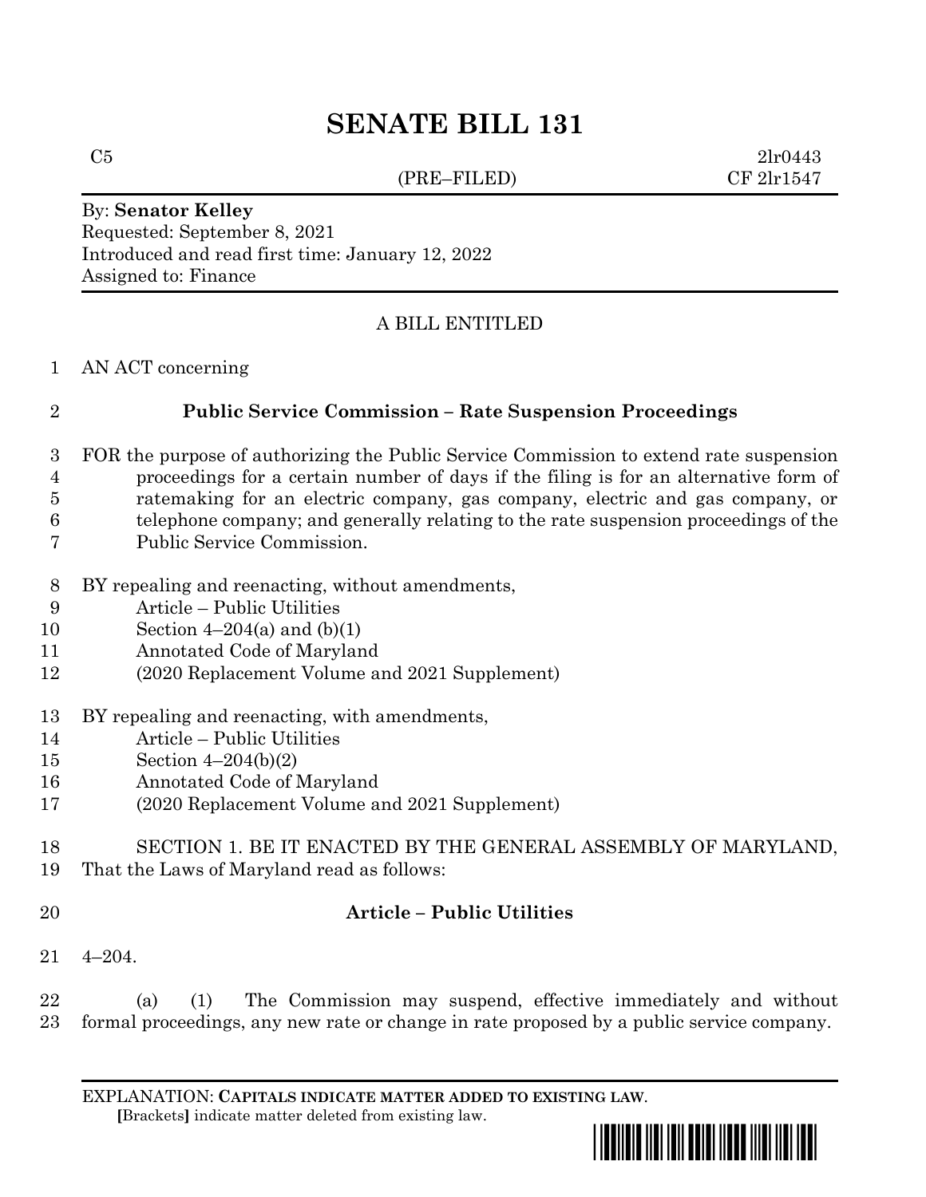# SENATE BILL 131

C5 (PRE–FILED) 2lr0443
CF 2lr1547

By: **Senator Kelley**
Requested: September 8, 2021
Introduced and read first time: January 12, 2022
Assigned to: Finance

A BILL ENTITLED

1 AN ACT concerning

2 **Public Service Commission – Rate Suspension Proceedings**

3 FOR the purpose of authorizing the Public Service Commission to extend rate suspension
4 proceedings for a certain number of days if the filing is for an alternative form of
5 ratemaking for an electric company, gas company, electric and gas company, or
6 telephone company; and generally relating to the rate suspension proceedings of the
7 Public Service Commission.

8 BY repealing and reenacting, without amendments,
9 Article – Public Utilities
10 Section 4–204(a) and (b)(1)
11 Annotated Code of Maryland
12 (2020 Replacement Volume and 2021 Supplement)

13 BY repealing and reenacting, with amendments,
14 Article – Public Utilities
15 Section 4–204(b)(2)
16 Annotated Code of Maryland
17 (2020 Replacement Volume and 2021 Supplement)

18 SECTION 1. BE IT ENACTED BY THE GENERAL ASSEMBLY OF MARYLAND,
19 That the Laws of Maryland read as follows:

20 **Article – Public Utilities**

21 4–204.

22 (a) (1) The Commission may suspend, effective immediately and without
23 formal proceedings, any new rate or change in rate proposed by a public service company.

EXPLANATION: **CAPITALS INDICATE MATTER ADDED TO EXISTING LAW.**
**[**Brackets**]** indicate matter deleted from existing law.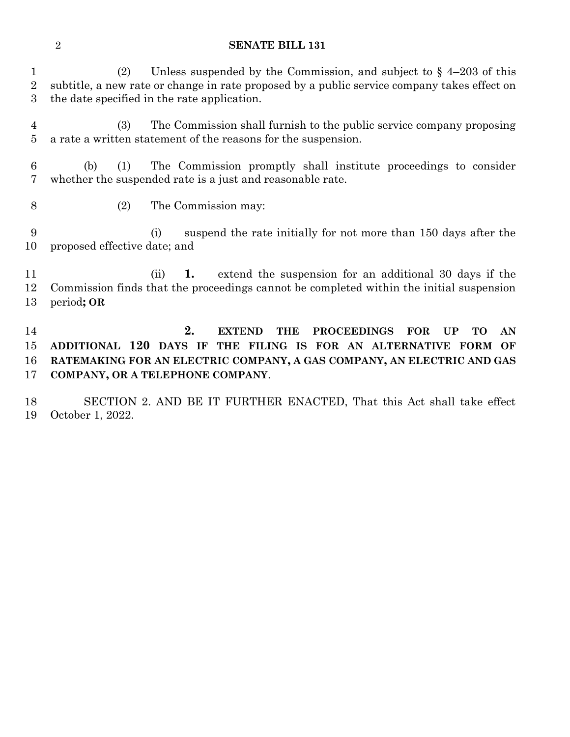(2) Unless suspended by the Commission, and subject to § 4–203 of this subtitle, a new rate or change in rate proposed by a public service company takes effect on the date specified in the rate application.

(3) The Commission shall furnish to the public service company proposing a rate a written statement of the reasons for the suspension.

(b) (1) The Commission promptly shall institute proceedings to consider whether the suspended rate is a just and reasonable rate.

(2) The Commission may:

(i) suspend the rate initially for not more than 150 days after the proposed effective date; and

(ii) **1.** extend the suspension for an additional 30 days if the Commission finds that the proceedings cannot be completed within the initial suspension period**; OR**

**2. EXTEND THE PROCEEDINGS FOR UP TO AN ADDITIONAL 120 DAYS IF THE FILING IS FOR AN ALTERNATIVE FORM OF RATEMAKING FOR AN ELECTRIC COMPANY, A GAS COMPANY, AN ELECTRIC AND GAS COMPANY, OR A TELEPHONE COMPANY**.

SECTION 2. AND BE IT FURTHER ENACTED, That this Act shall take effect October 1, 2022.